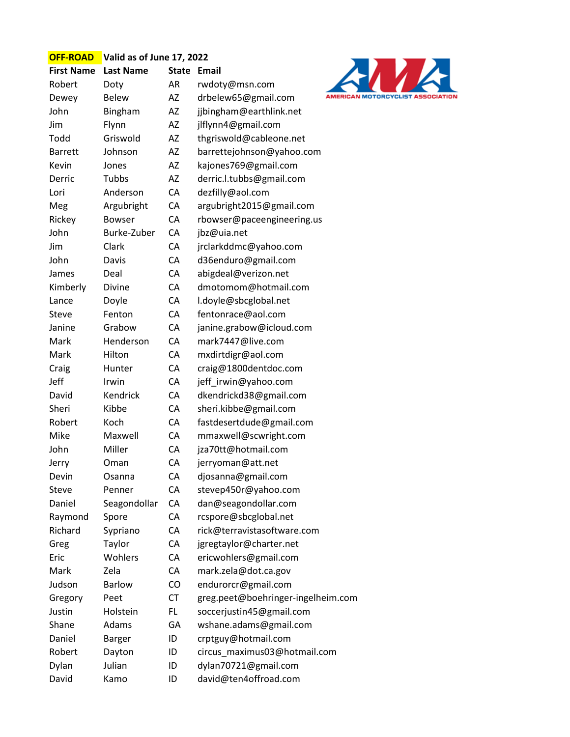**OFF-ROAD** **Valid as of June 17, 2022**

| First Name | Last Name | State | Email |
|---|---|---|---|
| Robert | Doty | AR | rwdoty@msn.com |
| Dewey | Belew | AZ | drbelew65@gmail.com |
| John | Bingham | AZ | jjbingham@earthlink.net |
| Jim | Flynn | AZ | jlflynn4@gmail.com |
| Todd | Griswold | AZ | thgriswold@cableone.net |
| Barrett | Johnson | AZ | barrettejohnson@yahoo.com |
| Kevin | Jones | AZ | kajones769@gmail.com |
| Derric | Tubbs | AZ | derric.l.tubbs@gmail.com |
| Lori | Anderson | CA | dezfilly@aol.com |
| Meg | Argubright | CA | argubright2015@gmail.com |
| Rickey | Bowser | CA | rbowser@paceengineering.us |
| John | Burke-Zuber | CA | jbz@uia.net |
| Jim | Clark | CA | jrclarkddmc@yahoo.com |
| John | Davis | CA | d36enduro@gmail.com |
| James | Deal | CA | abigdeal@verizon.net |
| Kimberly | Divine | CA | dmotomom@hotmail.com |
| Lance | Doyle | CA | l.doyle@sbcglobal.net |
| Steve | Fenton | CA | fentonrace@aol.com |
| Janine | Grabow | CA | janine.grabow@icloud.com |
| Mark | Henderson | CA | mark7447@live.com |
| Mark | Hilton | CA | mxdirtdigr@aol.com |
| Craig | Hunter | CA | craig@1800dentdoc.com |
| Jeff | Irwin | CA | jeff_irwin@yahoo.com |
| David | Kendrick | CA | dkendrickd38@gmail.com |
| Sheri | Kibbe | CA | sheri.kibbe@gmail.com |
| Robert | Koch | CA | fastdesertdude@gmail.com |
| Mike | Maxwell | CA | mmaxwell@scwright.com |
| John | Miller | CA | jza70tt@hotmail.com |
| Jerry | Oman | CA | jerryoman@att.net |
| Devin | Osanna | CA | djosanna@gmail.com |
| Steve | Penner | CA | stevep450r@yahoo.com |
| Daniel | Seagondollar | CA | dan@seagondollar.com |
| Raymond | Spore | CA | rcspore@sbcglobal.net |
| Richard | Sypriano | CA | rick@terravistasoftware.com |
| Greg | Taylor | CA | jgregtaylor@charter.net |
| Eric | Wohlers | CA | ericwohlers@gmail.com |
| Mark | Zela | CA | mark.zela@dot.ca.gov |
| Judson | Barlow | CO | endurorcr@gmail.com |
| Gregory | Peet | CT | greg.peet@boehringer-ingelheim.com |
| Justin | Holstein | FL | soccerjustin45@gmail.com |
| Shane | Adams | GA | wshane.adams@gmail.com |
| Daniel | Barger | ID | crptguy@hotmail.com |
| Robert | Dayton | ID | circus_maximus03@hotmail.com |
| Dylan | Julian | ID | dylan70721@gmail.com |
| David | Kamo | ID | david@ten4offroad.com |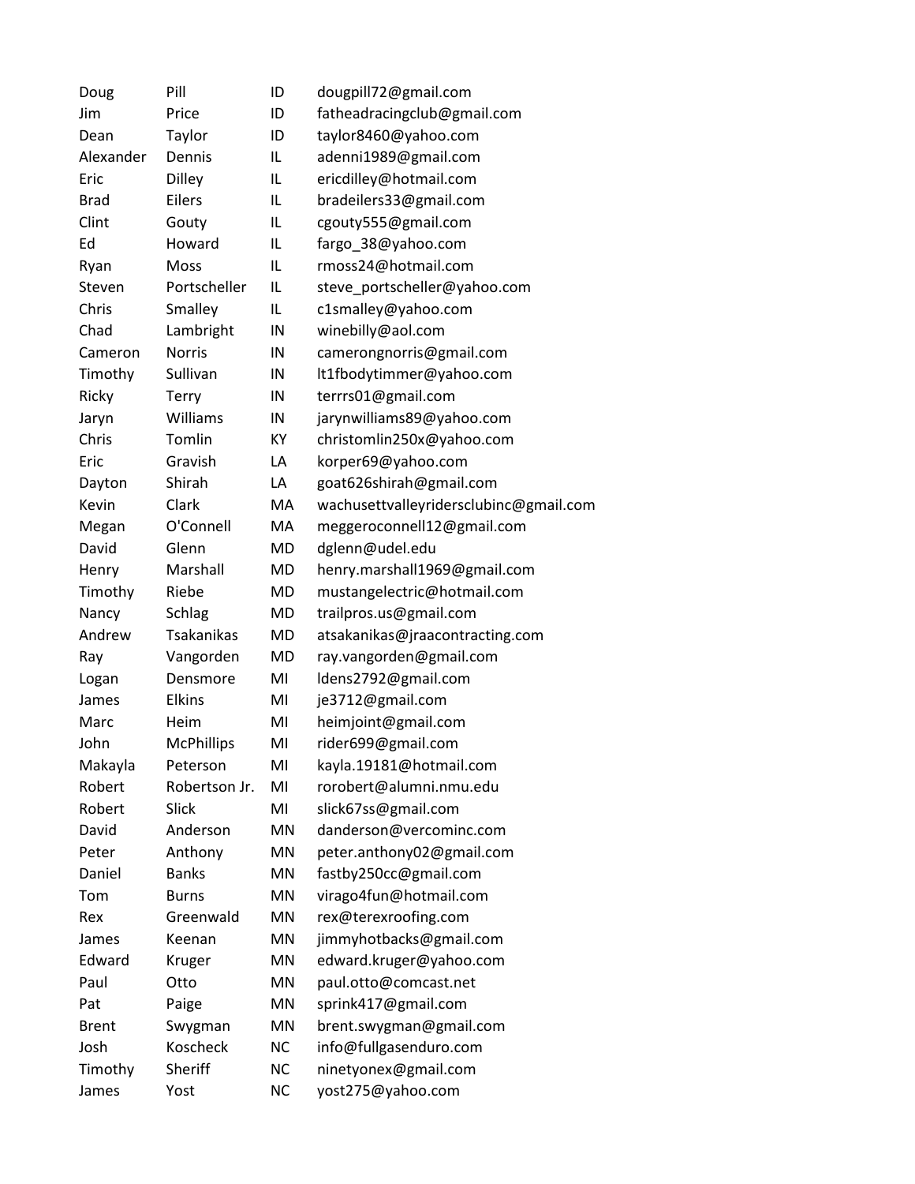| | | | |
|---|---|---|---|
| Doug | Pill | ID | dougpill72@gmail.com |
| Jim | Price | ID | fatheadracingclub@gmail.com |
| Dean | Taylor | ID | taylor8460@yahoo.com |
| Alexander | Dennis | IL | adenni1989@gmail.com |
| Eric | Dilley | IL | ericdilley@hotmail.com |
| Brad | Eilers | IL | bradeilers33@gmail.com |
| Clint | Gouty | IL | cgouty555@gmail.com |
| Ed | Howard | IL | fargo_38@yahoo.com |
| Ryan | Moss | IL | rmoss24@hotmail.com |
| Steven | Portscheller | IL | steve_portscheller@yahoo.com |
| Chris | Smalley | IL | c1smalley@yahoo.com |
| Chad | Lambright | IN | winebilly@aol.com |
| Cameron | Norris | IN | camerongnorris@gmail.com |
| Timothy | Sullivan | IN | lt1fbodytimmer@yahoo.com |
| Ricky | Terry | IN | terrrs01@gmail.com |
| Jaryn | Williams | IN | jarynwilliams89@yahoo.com |
| Chris | Tomlin | KY | christomlin250x@yahoo.com |
| Eric | Gravish | LA | korper69@yahoo.com |
| Dayton | Shirah | LA | goat626shirah@gmail.com |
| Kevin | Clark | MA | wachusettvalleyridersclubinc@gmail.com |
| Megan | O'Connell | MA | meggeroconnell12@gmail.com |
| David | Glenn | MD | dglenn@udel.edu |
| Henry | Marshall | MD | henry.marshall1969@gmail.com |
| Timothy | Riebe | MD | mustangelectric@hotmail.com |
| Nancy | Schlag | MD | trailpros.us@gmail.com |
| Andrew | Tsakanikas | MD | atsakanikas@jraacontracting.com |
| Ray | Vangorden | MD | ray.vangorden@gmail.com |
| Logan | Densmore | MI | ldens2792@gmail.com |
| James | Elkins | MI | je3712@gmail.com |
| Marc | Heim | MI | heimjoint@gmail.com |
| John | McPhillips | MI | rider699@gmail.com |
| Makayla | Peterson | MI | kayla.19181@hotmail.com |
| Robert | Robertson Jr. | MI | rorobert@alumni.nmu.edu |
| Robert | Slick | MI | slick67ss@gmail.com |
| David | Anderson | MN | danderson@vercominc.com |
| Peter | Anthony | MN | peter.anthony02@gmail.com |
| Daniel | Banks | MN | fastby250cc@gmail.com |
| Tom | Burns | MN | virago4fun@hotmail.com |
| Rex | Greenwald | MN | rex@terexroofing.com |
| James | Keenan | MN | jimmyhotbacks@gmail.com |
| Edward | Kruger | MN | edward.kruger@yahoo.com |
| Paul | Otto | MN | paul.otto@comcast.net |
| Pat | Paige | MN | sprink417@gmail.com |
| Brent | Swygman | MN | brent.swygman@gmail.com |
| Josh | Koscheck | NC | info@fullgasenduro.com |
| Timothy | Sheriff | NC | ninetyonex@gmail.com |
| James | Yost | NC | yost275@yahoo.com |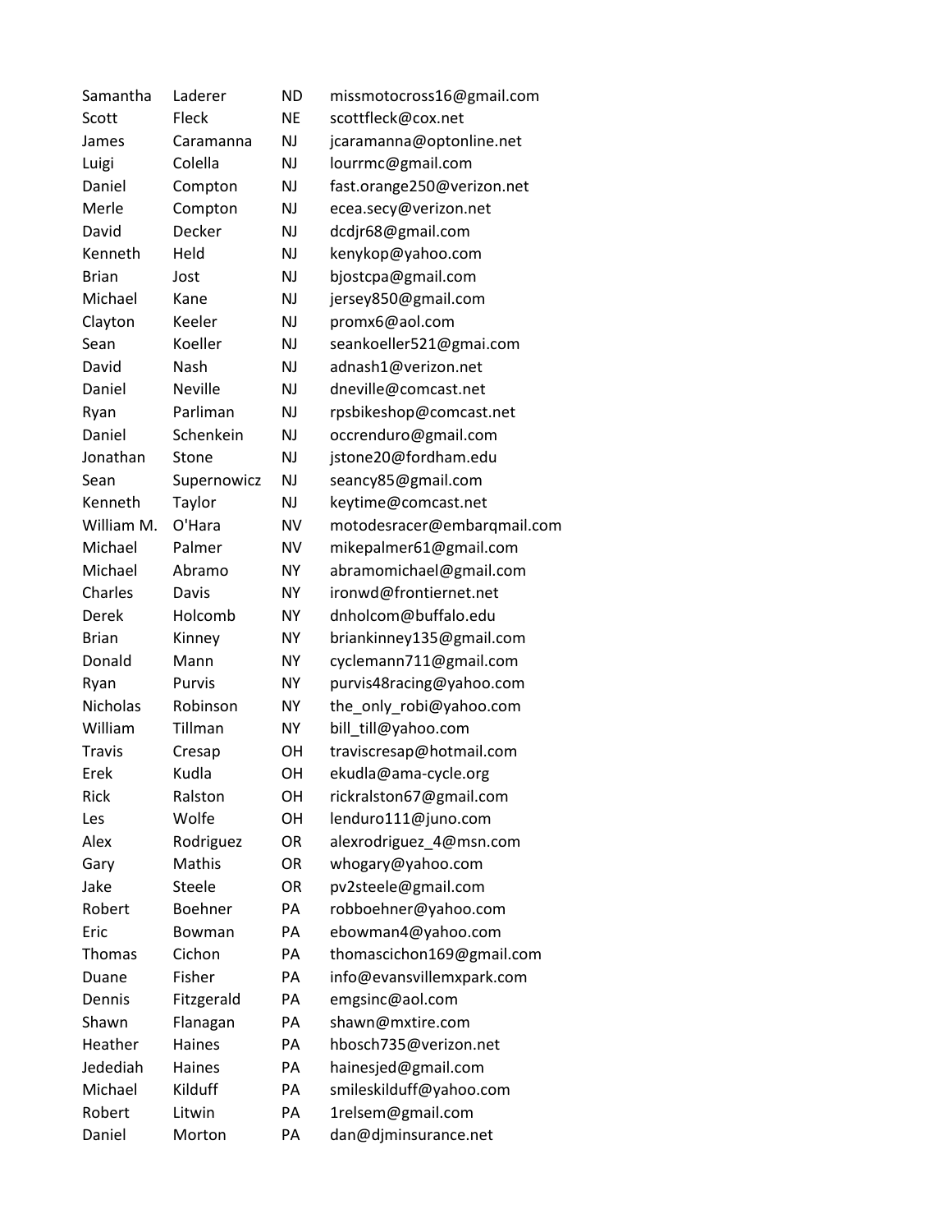| | | | |
|---|---|---|---|
| Samantha | Laderer | ND | missmotocross16@gmail.com |
| Scott | Fleck | NE | scottfleck@cox.net |
| James | Caramanna | NJ | jcaramanna@optonline.net |
| Luigi | Colella | NJ | lourrmc@gmail.com |
| Daniel | Compton | NJ | fast.orange250@verizon.net |
| Merle | Compton | NJ | ecea.secy@verizon.net |
| David | Decker | NJ | dcdjr68@gmail.com |
| Kenneth | Held | NJ | kenykop@yahoo.com |
| Brian | Jost | NJ | bjostcpa@gmail.com |
| Michael | Kane | NJ | jersey850@gmail.com |
| Clayton | Keeler | NJ | promx6@aol.com |
| Sean | Koeller | NJ | seankoeller521@gmai.com |
| David | Nash | NJ | adnash1@verizon.net |
| Daniel | Neville | NJ | dneville@comcast.net |
| Ryan | Parliman | NJ | rpsbikeshop@comcast.net |
| Daniel | Schenkein | NJ | occrenduro@gmail.com |
| Jonathan | Stone | NJ | jstone20@fordham.edu |
| Sean | Supernowicz | NJ | seancy85@gmail.com |
| Kenneth | Taylor | NJ | keytime@comcast.net |
| William M. | O'Hara | NV | motodesracer@embarqmail.com |
| Michael | Palmer | NV | mikepalmer61@gmail.com |
| Michael | Abramo | NY | abramomichael@gmail.com |
| Charles | Davis | NY | ironwd@frontiernet.net |
| Derek | Holcomb | NY | dnholcom@buffalo.edu |
| Brian | Kinney | NY | briankinney135@gmail.com |
| Donald | Mann | NY | cyclemann711@gmail.com |
| Ryan | Purvis | NY | purvis48racing@yahoo.com |
| Nicholas | Robinson | NY | the_only_robi@yahoo.com |
| William | Tillman | NY | bill_till@yahoo.com |
| Travis | Cresap | OH | traviscresap@hotmail.com |
| Erek | Kudla | OH | ekudla@ama-cycle.org |
| Rick | Ralston | OH | rickralston67@gmail.com |
| Les | Wolfe | OH | lenduro111@juno.com |
| Alex | Rodriguez | OR | alexrodriguez_4@msn.com |
| Gary | Mathis | OR | whogary@yahoo.com |
| Jake | Steele | OR | pv2steele@gmail.com |
| Robert | Boehner | PA | robboehner@yahoo.com |
| Eric | Bowman | PA | ebowman4@yahoo.com |
| Thomas | Cichon | PA | thomascichon169@gmail.com |
| Duane | Fisher | PA | info@evansvillemxpark.com |
| Dennis | Fitzgerald | PA | emgsinc@aol.com |
| Shawn | Flanagan | PA | shawn@mxtire.com |
| Heather | Haines | PA | hbosch735@verizon.net |
| Jedediah | Haines | PA | hainesjed@gmail.com |
| Michael | Kilduff | PA | smileskilduff@yahoo.com |
| Robert | Litwin | PA | 1relsem@gmail.com |
| Daniel | Morton | PA | dan@djminsurance.net |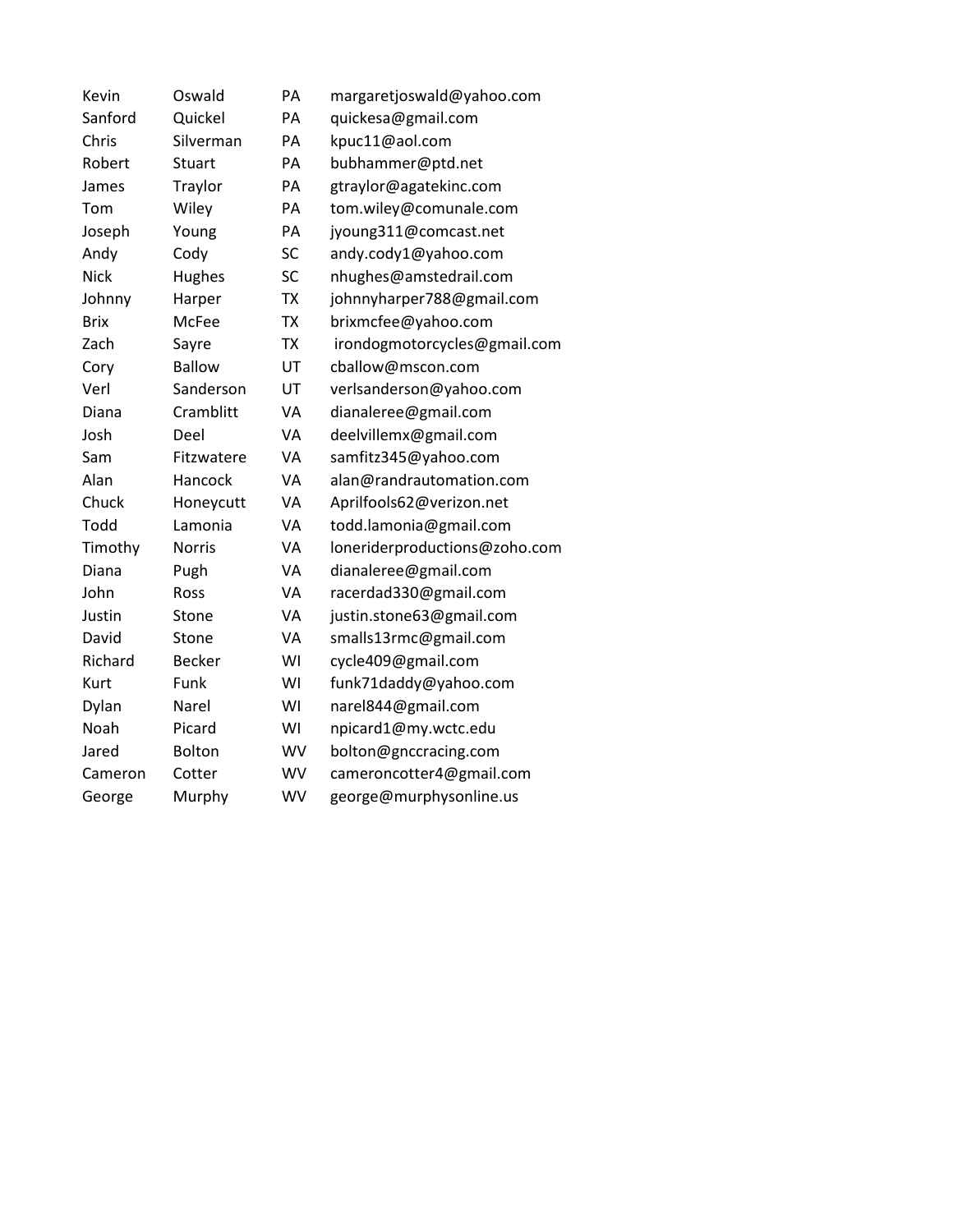| | | | |
|---|---|---|---|
| Kevin | Oswald | PA | margaretjoswald@yahoo.com |
| Sanford | Quickel | PA | quickesa@gmail.com |
| Chris | Silverman | PA | kpuc11@aol.com |
| Robert | Stuart | PA | bubhammer@ptd.net |
| James | Traylor | PA | gtraylor@agatekinc.com |
| Tom | Wiley | PA | tom.wiley@comunale.com |
| Joseph | Young | PA | jyoung311@comcast.net |
| Andy | Cody | SC | andy.cody1@yahoo.com |
| Nick | Hughes | SC | nhughes@amstedrail.com |
| Johnny | Harper | TX | johnnyharper788@gmail.com |
| Brix | McFee | TX | brixmcfee@yahoo.com |
| Zach | Sayre | TX | irondogmotorcycles@gmail.com |
| Cory | Ballow | UT | cballow@mscon.com |
| Verl | Sanderson | UT | verlsanderson@yahoo.com |
| Diana | Cramblitt | VA | dianaleree@gmail.com |
| Josh | Deel | VA | deelvillemx@gmail.com |
| Sam | Fitzwatere | VA | samfitz345@yahoo.com |
| Alan | Hancock | VA | alan@randrautomation.com |
| Chuck | Honeycutt | VA | Aprilfools62@verizon.net |
| Todd | Lamonia | VA | todd.lamonia@gmail.com |
| Timothy | Norris | VA | loneriderproductions@zoho.com |
| Diana | Pugh | VA | dianaleree@gmail.com |
| John | Ross | VA | racerdad330@gmail.com |
| Justin | Stone | VA | justin.stone63@gmail.com |
| David | Stone | VA | smalls13rmc@gmail.com |
| Richard | Becker | WI | cycle409@gmail.com |
| Kurt | Funk | WI | funk71daddy@yahoo.com |
| Dylan | Narel | WI | narel844@gmail.com |
| Noah | Picard | WI | npicard1@my.wctc.edu |
| Jared | Bolton | WV | bolton@gnccracing.com |
| Cameron | Cotter | WV | cameroncotter4@gmail.com |
| George | Murphy | WV | george@murphysonline.us |